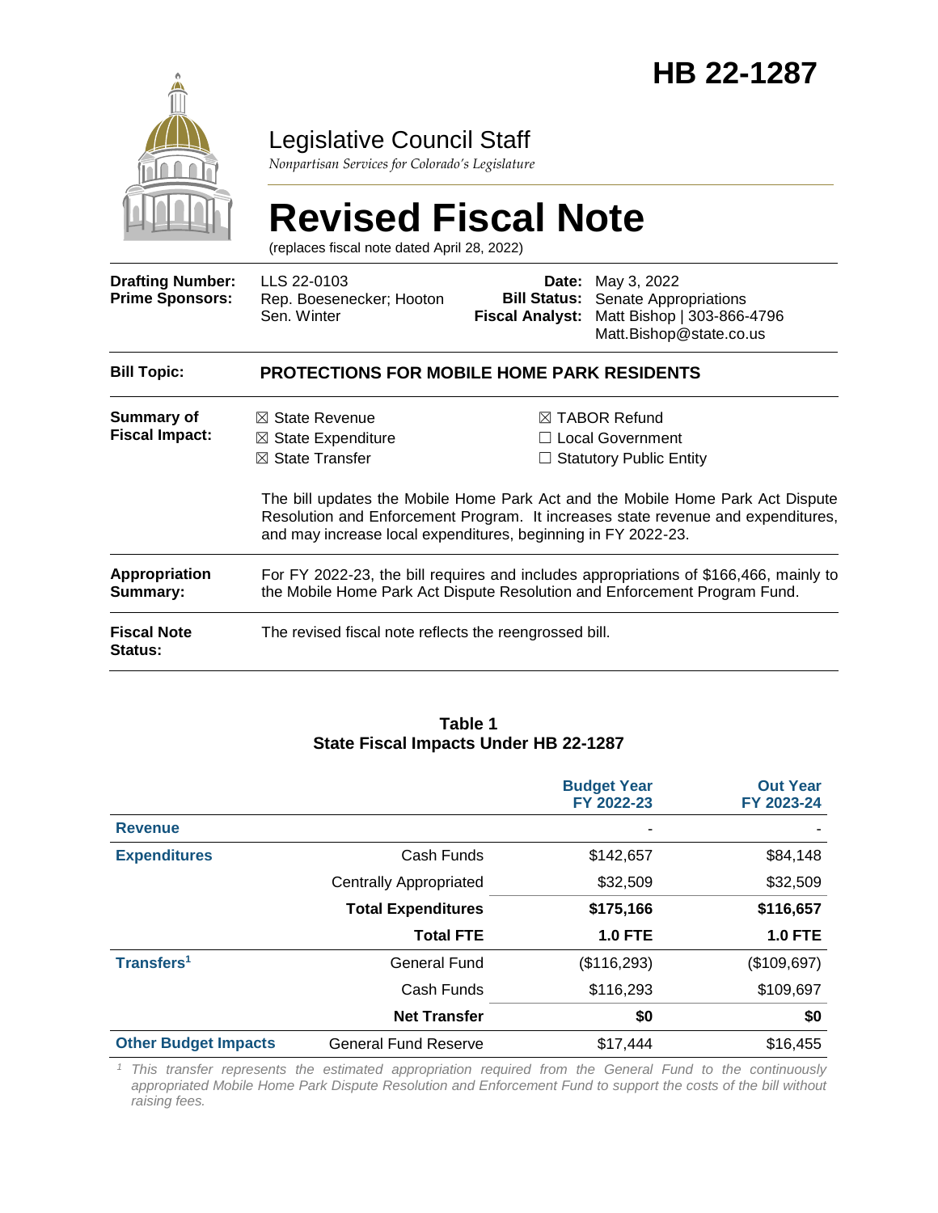# HB 22-1287

Legislative Council Staff

*Nonpartisan Services for Colorado's Legislature*

# Revised Fiscal Note

(replaces fiscal note dated April 28, 2022)

| | | | |
|---|---|---|---|
| **Drafting Number:** | LLS 22-0103 | **Date:** | May 3, 2022 |
| **Prime Sponsors:** | Rep. Boesenecker; Hooton<br>Sen. Winter | **Bill Status:** | Senate Appropriations |
| | | **Fiscal Analyst:** | Matt Bishop \| 303-866-4796<br>Matt.Bishop@state.co.us |

**Bill Topic:** **PROTECTIONS FOR MOBILE HOME PARK RESIDENTS**

**Summary of Fiscal Impact:**

☒ State Revenue
☒ State Expenditure
☒ State Transfer
☒ TABOR Refund
☐ Local Government
☐ Statutory Public Entity

The bill updates the Mobile Home Park Act and the Mobile Home Park Act Dispute Resolution and Enforcement Program. It increases state revenue and expenditures, and may increase local expenditures, beginning in FY 2022-23.

**Appropriation Summary:** For FY 2022-23, the bill requires and includes appropriations of $166,466, mainly to the Mobile Home Park Act Dispute Resolution and Enforcement Program Fund.

**Fiscal Note Status:** The revised fiscal note reflects the reengrossed bill.

**Table 1**
**State Fiscal Impacts Under HB 22-1287**

| | | Budget Year FY 2022-23 | Out Year FY 2023-24 |
|---|---|---|---|
| **Revenue** | | - | - |
| **Expenditures** | Cash Funds | $142,657 | $84,148 |
| | Centrally Appropriated | $32,509 | $32,509 |
| | **Total Expenditures** | **$175,166** | **$116,657** |
| | **Total FTE** | **1.0 FTE** | **1.0 FTE** |
| **Transfers**[1] | General Fund | ($116,293) | ($109,697) |
| | Cash Funds | $116,293 | $109,697 |
| | **Net Transfer** | **$0** | **$0** |
| **Other Budget Impacts** | General Fund Reserve | $17,444 | $16,455 |

[1] *This transfer represents the estimated appropriation required from the General Fund to the continuously appropriated Mobile Home Park Dispute Resolution and Enforcement Fund to support the costs of the bill without raising fees.*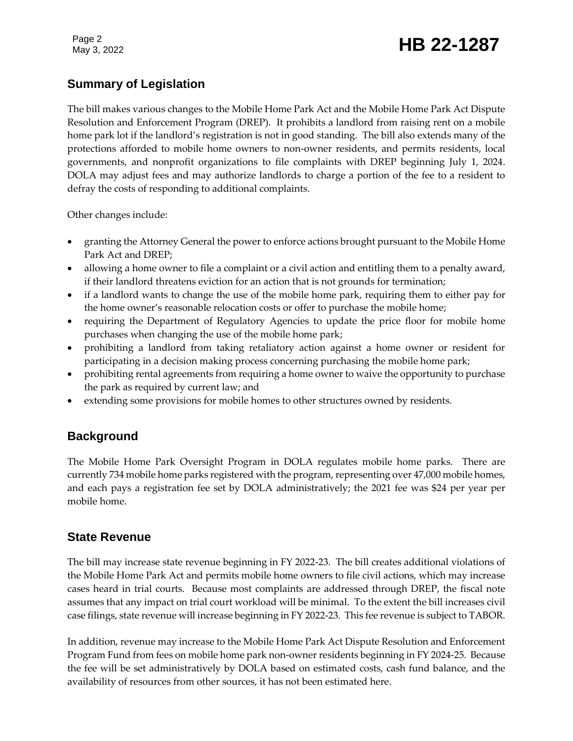## Summary of Legislation

The bill makes various changes to the Mobile Home Park Act and the Mobile Home Park Act Dispute Resolution and Enforcement Program (DREP). It prohibits a landlord from raising rent on a mobile home park lot if the landlord's registration is not in good standing. The bill also extends many of the protections afforded to mobile home owners to non-owner residents, and permits residents, local governments, and nonprofit organizations to file complaints with DREP beginning July 1, 2024. DOLA may adjust fees and may authorize landlords to charge a portion of the fee to a resident to defray the costs of responding to additional complaints.

Other changes include:

- granting the Attorney General the power to enforce actions brought pursuant to the Mobile Home Park Act and DREP;
- allowing a home owner to file a complaint or a civil action and entitling them to a penalty award, if their landlord threatens eviction for an action that is not grounds for termination;
- if a landlord wants to change the use of the mobile home park, requiring them to either pay for the home owner's reasonable relocation costs or offer to purchase the mobile home;
- requiring the Department of Regulatory Agencies to update the price floor for mobile home purchases when changing the use of the mobile home park;
- prohibiting a landlord from taking retaliatory action against a home owner or resident for participating in a decision making process concerning purchasing the mobile home park;
- prohibiting rental agreements from requiring a home owner to waive the opportunity to purchase the park as required by current law; and
- extending some provisions for mobile homes to other structures owned by residents.

## Background

The Mobile Home Park Oversight Program in DOLA regulates mobile home parks. There are currently 734 mobile home parks registered with the program, representing over 47,000 mobile homes, and each pays a registration fee set by DOLA administratively; the 2021 fee was $24 per year per mobile home.

## State Revenue

The bill may increase state revenue beginning in FY 2022-23. The bill creates additional violations of the Mobile Home Park Act and permits mobile home owners to file civil actions, which may increase cases heard in trial courts. Because most complaints are addressed through DREP, the fiscal note assumes that any impact on trial court workload will be minimal. To the extent the bill increases civil case filings, state revenue will increase beginning in FY 2022-23. This fee revenue is subject to TABOR.

In addition, revenue may increase to the Mobile Home Park Act Dispute Resolution and Enforcement Program Fund from fees on mobile home park non-owner residents beginning in FY 2024-25. Because the fee will be set administratively by DOLA based on estimated costs, cash fund balance, and the availability of resources from other sources, it has not been estimated here.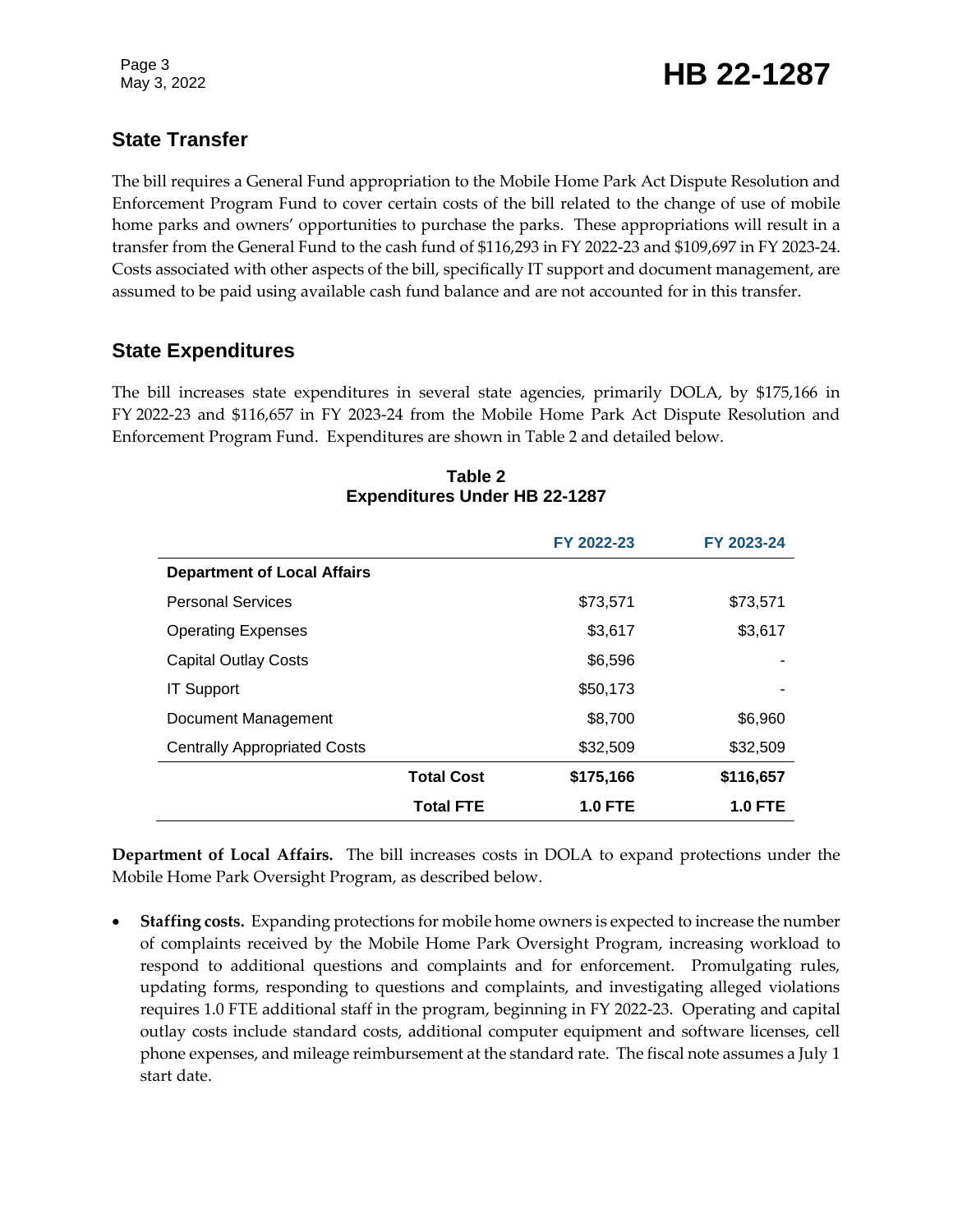## State Transfer

The bill requires a General Fund appropriation to the Mobile Home Park Act Dispute Resolution and Enforcement Program Fund to cover certain costs of the bill related to the change of use of mobile home parks and owners' opportunities to purchase the parks. These appropriations will result in a transfer from the General Fund to the cash fund of $116,293 in FY 2022-23 and $109,697 in FY 2023-24. Costs associated with other aspects of the bill, specifically IT support and document management, are assumed to be paid using available cash fund balance and are not accounted for in this transfer.

## State Expenditures

The bill increases state expenditures in several state agencies, primarily DOLA, by $175,166 in FY 2022-23 and $116,657 in FY 2023-24 from the Mobile Home Park Act Dispute Resolution and Enforcement Program Fund. Expenditures are shown in Table 2 and detailed below.

**Table 2**
**Expenditures Under HB 22-1287**

| | FY 2022-23 | FY 2023-24 |
|---|---|---|
| **Department of Local Affairs** | | |
| Personal Services | $73,571 | $73,571 |
| Operating Expenses | $3,617 | $3,617 |
| Capital Outlay Costs | $6,596 | - |
| IT Support | $50,173 | - |
| Document Management | $8,700 | $6,960 |
| Centrally Appropriated Costs | $32,509 | $32,509 |
| **Total Cost** | **$175,166** | **$116,657** |
| **Total FTE** | **1.0 FTE** | **1.0 FTE** |

**Department of Local Affairs.** The bill increases costs in DOLA to expand protections under the Mobile Home Park Oversight Program, as described below.

- **Staffing costs.** Expanding protections for mobile home owners is expected to increase the number of complaints received by the Mobile Home Park Oversight Program, increasing workload to respond to additional questions and complaints and for enforcement. Promulgating rules, updating forms, responding to questions and complaints, and investigating alleged violations requires 1.0 FTE additional staff in the program, beginning in FY 2022-23. Operating and capital outlay costs include standard costs, additional computer equipment and software licenses, cell phone expenses, and mileage reimbursement at the standard rate. The fiscal note assumes a July 1 start date.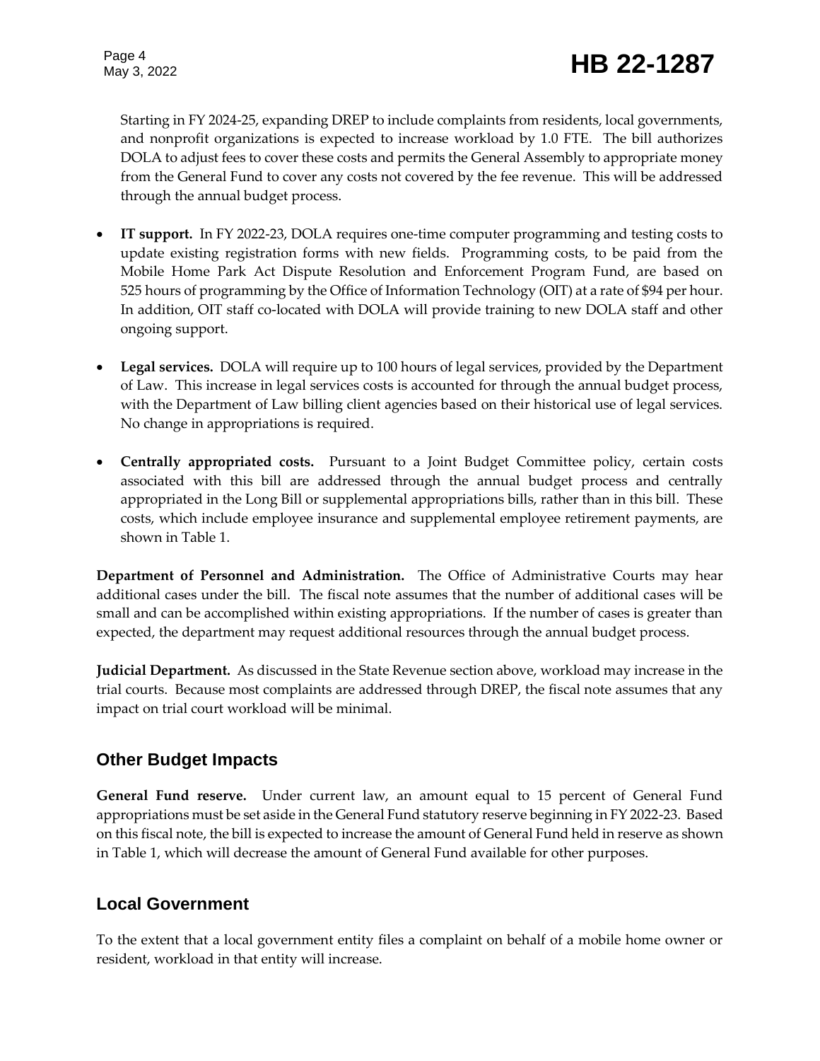Starting in FY 2024-25, expanding DREP to include complaints from residents, local governments, and nonprofit organizations is expected to increase workload by 1.0 FTE. The bill authorizes DOLA to adjust fees to cover these costs and permits the General Assembly to appropriate money from the General Fund to cover any costs not covered by the fee revenue. This will be addressed through the annual budget process.

- **IT support.** In FY 2022-23, DOLA requires one-time computer programming and testing costs to update existing registration forms with new fields. Programming costs, to be paid from the Mobile Home Park Act Dispute Resolution and Enforcement Program Fund, are based on 525 hours of programming by the Office of Information Technology (OIT) at a rate of $94 per hour. In addition, OIT staff co-located with DOLA will provide training to new DOLA staff and other ongoing support.

- **Legal services.** DOLA will require up to 100 hours of legal services, provided by the Department of Law. This increase in legal services costs is accounted for through the annual budget process, with the Department of Law billing client agencies based on their historical use of legal services. No change in appropriations is required.

- **Centrally appropriated costs.** Pursuant to a Joint Budget Committee policy, certain costs associated with this bill are addressed through the annual budget process and centrally appropriated in the Long Bill or supplemental appropriations bills, rather than in this bill. These costs, which include employee insurance and supplemental employee retirement payments, are shown in Table 1.

**Department of Personnel and Administration.** The Office of Administrative Courts may hear additional cases under the bill. The fiscal note assumes that the number of additional cases will be small and can be accomplished within existing appropriations. If the number of cases is greater than expected, the department may request additional resources through the annual budget process.

**Judicial Department.** As discussed in the State Revenue section above, workload may increase in the trial courts. Because most complaints are addressed through DREP, the fiscal note assumes that any impact on trial court workload will be minimal.

## Other Budget Impacts

**General Fund reserve.** Under current law, an amount equal to 15 percent of General Fund appropriations must be set aside in the General Fund statutory reserve beginning in FY 2022-23. Based on this fiscal note, the bill is expected to increase the amount of General Fund held in reserve as shown in Table 1, which will decrease the amount of General Fund available for other purposes.

## Local Government

To the extent that a local government entity files a complaint on behalf of a mobile home owner or resident, workload in that entity will increase.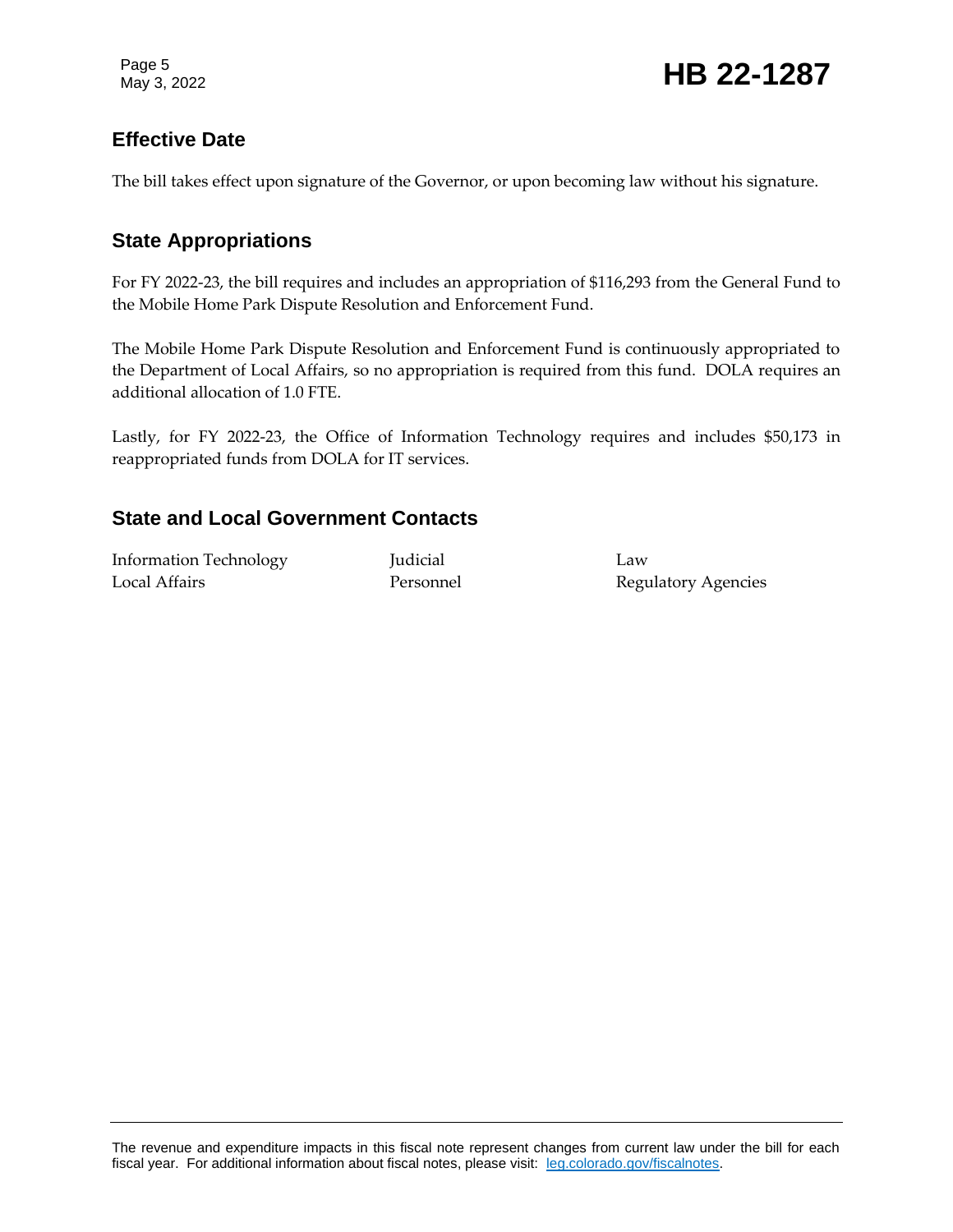## Effective Date

The bill takes effect upon signature of the Governor, or upon becoming law without his signature.

## State Appropriations

For FY 2022-23, the bill requires and includes an appropriation of $116,293 from the General Fund to the Mobile Home Park Dispute Resolution and Enforcement Fund.

The Mobile Home Park Dispute Resolution and Enforcement Fund is continuously appropriated to the Department of Local Affairs, so no appropriation is required from this fund. DOLA requires an additional allocation of 1.0 FTE.

Lastly, for FY 2022-23, the Office of Information Technology requires and includes $50,173 in reappropriated funds from DOLA for IT services.

## State and Local Government Contacts

| | | |
|---|---|---|
| Information Technology | Judicial | Law |
| Local Affairs | Personnel | Regulatory Agencies |

The revenue and expenditure impacts in this fiscal note represent changes from current law under the bill for each fiscal year. For additional information about fiscal notes, please visit: leg.colorado.gov/fiscalnotes.